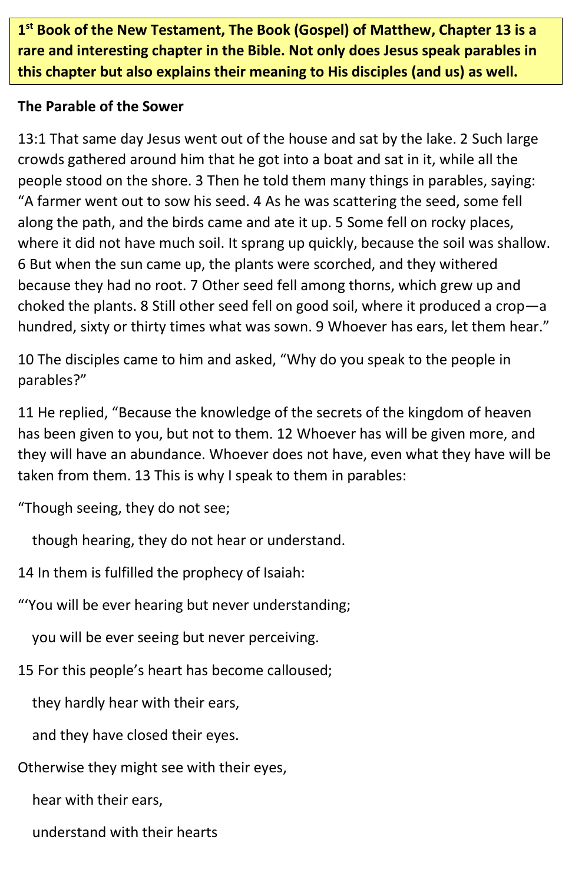**1st Book of the New Testament, The Book (Gospel) of Matthew, Chapter 13 is a rare and interesting chapter in the Bible. Not only does Jesus speak parables in this chapter but also explains their meaning to His disciples (and us) as well.**

**The Parable of the Sower**

13:1 That same day Jesus went out of the house and sat by the lake. 2 Such large crowds gathered around him that he got into a boat and sat in it, while all the people stood on the shore. 3 Then he told them many things in parables, saying: "A farmer went out to sow his seed. 4 As he was scattering the seed, some fell along the path, and the birds came and ate it up. 5 Some fell on rocky places, where it did not have much soil. It sprang up quickly, because the soil was shallow. 6 But when the sun came up, the plants were scorched, and they withered because they had no root. 7 Other seed fell among thorns, which grew up and choked the plants. 8 Still other seed fell on good soil, where it produced a crop—a hundred, sixty or thirty times what was sown. 9 Whoever has ears, let them hear."

10 The disciples came to him and asked, "Why do you speak to the people in parables?"

11 He replied, "Because the knowledge of the secrets of the kingdom of heaven has been given to you, but not to them. 12 Whoever has will be given more, and they will have an abundance. Whoever does not have, even what they have will be taken from them. 13 This is why I speak to them in parables:

"Though seeing, they do not see;

though hearing, they do not hear or understand.

14 In them is fulfilled the prophecy of Isaiah:

"'You will be ever hearing but never understanding;

you will be ever seeing but never perceiving.

15 For this people's heart has become calloused;

they hardly hear with their ears,

and they have closed their eyes.

Otherwise they might see with their eyes,

hear with their ears,

understand with their hearts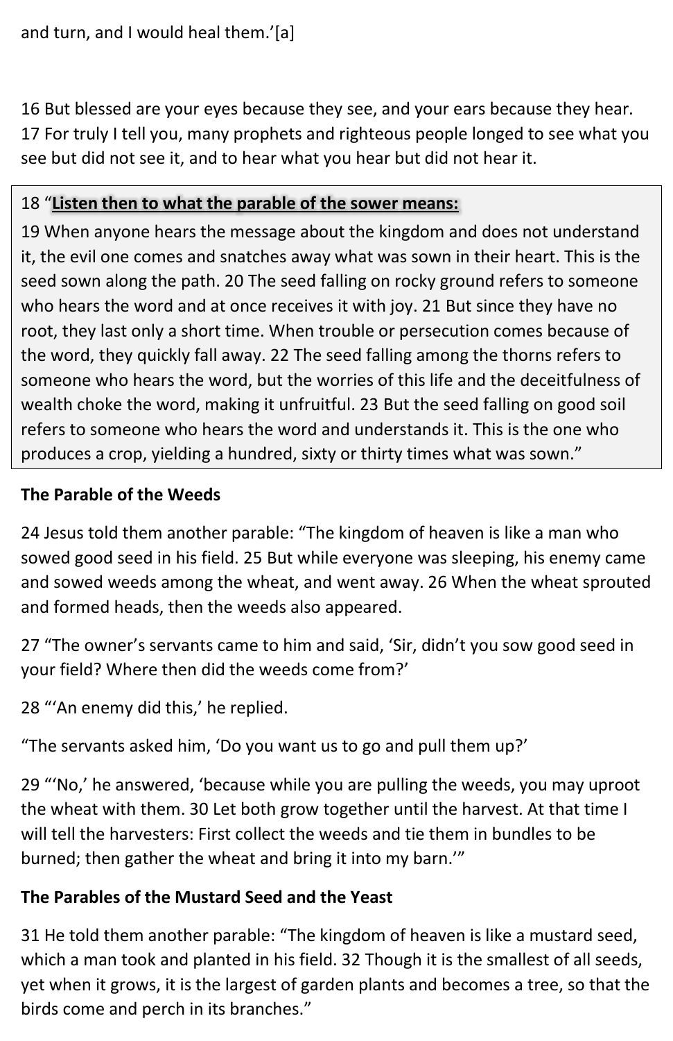and turn, and I would heal them.’[a]

16 But blessed are your eyes because they see, and your ears because they hear. 17 For truly I tell you, many prophets and righteous people longed to see what you see but did not see it, and to hear what you hear but did not hear it.

18 “**Listen then to what the parable of the sower means:**

19 When anyone hears the message about the kingdom and does not understand it, the evil one comes and snatches away what was sown in their heart. This is the seed sown along the path. 20 The seed falling on rocky ground refers to someone who hears the word and at once receives it with joy. 21 But since they have no root, they last only a short time. When trouble or persecution comes because of the word, they quickly fall away. 22 The seed falling among the thorns refers to someone who hears the word, but the worries of this life and the deceitfulness of wealth choke the word, making it unfruitful. 23 But the seed falling on good soil refers to someone who hears the word and understands it. This is the one who produces a crop, yielding a hundred, sixty or thirty times what was sown.”

**The Parable of the Weeds**

24 Jesus told them another parable: “The kingdom of heaven is like a man who sowed good seed in his field. 25 But while everyone was sleeping, his enemy came and sowed weeds among the wheat, and went away. 26 When the wheat sprouted and formed heads, then the weeds also appeared.

27 “The owner’s servants came to him and said, ‘Sir, didn’t you sow good seed in your field? Where then did the weeds come from?’

28 “‘An enemy did this,’ he replied.

“The servants asked him, ‘Do you want us to go and pull them up?’

29 “‘No,’ he answered, ‘because while you are pulling the weeds, you may uproot the wheat with them. 30 Let both grow together until the harvest. At that time I will tell the harvesters: First collect the weeds and tie them in bundles to be burned; then gather the wheat and bring it into my barn.’”

**The Parables of the Mustard Seed and the Yeast**

31 He told them another parable: “The kingdom of heaven is like a mustard seed, which a man took and planted in his field. 32 Though it is the smallest of all seeds, yet when it grows, it is the largest of garden plants and becomes a tree, so that the birds come and perch in its branches.”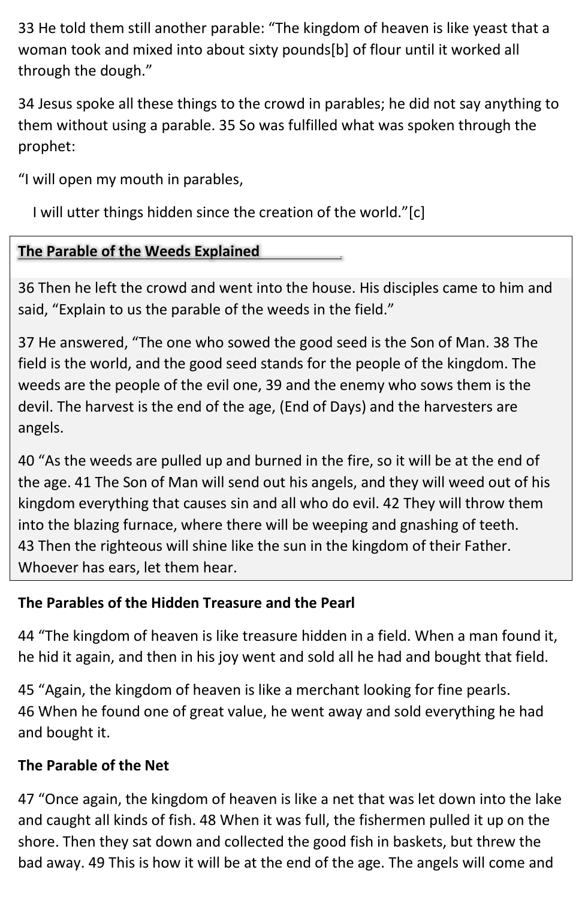33 He told them still another parable: "The kingdom of heaven is like yeast that a woman took and mixed into about sixty pounds[b] of flour until it worked all through the dough."

34 Jesus spoke all these things to the crowd in parables; he did not say anything to them without using a parable. 35 So was fulfilled what was spoken through the prophet:

"I will open my mouth in parables,

I will utter things hidden since the creation of the world."[c]

**The Parable of the Weeds Explained**

36 Then he left the crowd and went into the house. His disciples came to him and said, "Explain to us the parable of the weeds in the field."

37 He answered, "The one who sowed the good seed is the Son of Man. 38 The field is the world, and the good seed stands for the people of the kingdom. The weeds are the people of the evil one, 39 and the enemy who sows them is the devil. The harvest is the end of the age, (End of Days) and the harvesters are angels.

40 "As the weeds are pulled up and burned in the fire, so it will be at the end of the age. 41 The Son of Man will send out his angels, and they will weed out of his kingdom everything that causes sin and all who do evil. 42 They will throw them into the blazing furnace, where there will be weeping and gnashing of teeth. 43 Then the righteous will shine like the sun in the kingdom of their Father. Whoever has ears, let them hear.

**The Parables of the Hidden Treasure and the Pearl**

44 "The kingdom of heaven is like treasure hidden in a field. When a man found it, he hid it again, and then in his joy went and sold all he had and bought that field.

45 "Again, the kingdom of heaven is like a merchant looking for fine pearls. 46 When he found one of great value, he went away and sold everything he had and bought it.

**The Parable of the Net**

47 "Once again, the kingdom of heaven is like a net that was let down into the lake and caught all kinds of fish. 48 When it was full, the fishermen pulled it up on the shore. Then they sat down and collected the good fish in baskets, but threw the bad away. 49 This is how it will be at the end of the age. The angels will come and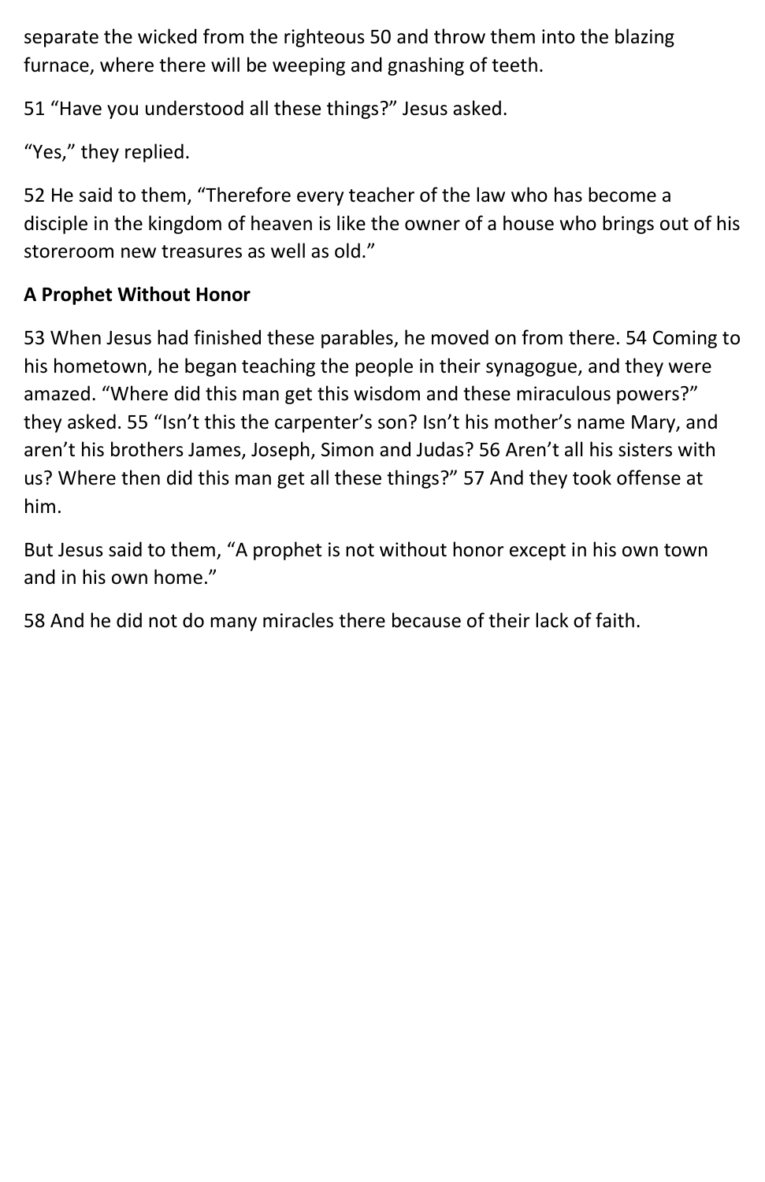separate the wicked from the righteous 50 and throw them into the blazing furnace, where there will be weeping and gnashing of teeth.

51 “Have you understood all these things?” Jesus asked.

“Yes,” they replied.

52 He said to them, “Therefore every teacher of the law who has become a disciple in the kingdom of heaven is like the owner of a house who brings out of his storeroom new treasures as well as old.”

**A Prophet Without Honor**

53 When Jesus had finished these parables, he moved on from there. 54 Coming to his hometown, he began teaching the people in their synagogue, and they were amazed. “Where did this man get this wisdom and these miraculous powers?” they asked. 55 “Isn’t this the carpenter’s son? Isn’t his mother’s name Mary, and aren’t his brothers James, Joseph, Simon and Judas? 56 Aren’t all his sisters with us? Where then did this man get all these things?” 57 And they took offense at him.

But Jesus said to them, “A prophet is not without honor except in his own town and in his own home.”

58 And he did not do many miracles there because of their lack of faith.